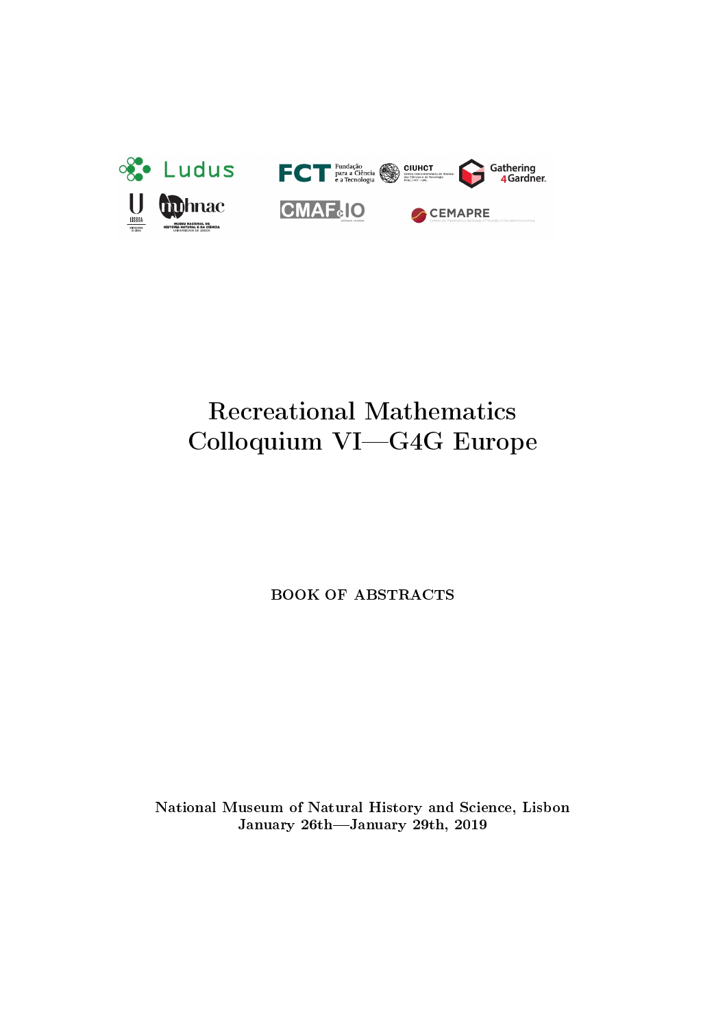# Recreational Mathematics Colloquium VI—G4G Europe

BOOK OF ABSTRACTS

National Museum of Natural History and Science, Lisbon
January 26th—January 29th, 2019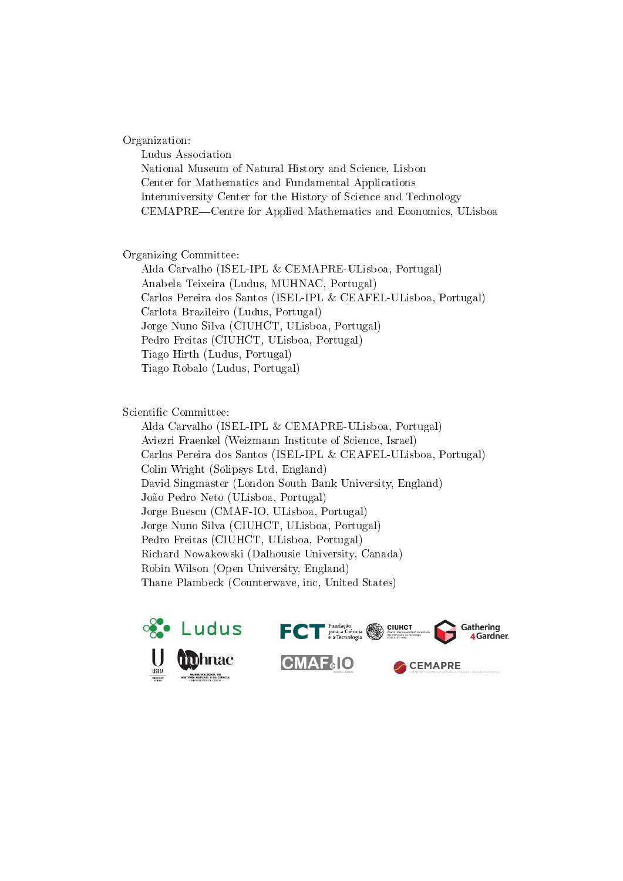Organization:

- Ludus Association
- National Museum of Natural History and Science, Lisbon
- Center for Mathematics and Fundamental Applications
- Interuniversity Center for the History of Science and Technology
- CEMAPRE—Centre for Applied Mathematics and Economics, ULisboa

Organizing Committee:

- Alda Carvalho (ISEL-IPL & CEMAPRE-ULisboa, Portugal)
- Anabela Teixeira (Ludus, MUHNAC, Portugal)
- Carlos Pereira dos Santos (ISEL-IPL & CEAFEL-ULisboa, Portugal)
- Carlota Brazileiro (Ludus, Portugal)
- Jorge Nuno Silva (CIUHCT, ULisboa, Portugal)
- Pedro Freitas (CIUHCT, ULisboa, Portugal)
- Tiago Hirth (Ludus, Portugal)
- Tiago Robalo (Ludus, Portugal)

Scientific Committee:

- Alda Carvalho (ISEL-IPL & CEMAPRE-ULisboa, Portugal)
- Aviezri Fraenkel (Weizmann Institute of Science, Israel)
- Carlos Pereira dos Santos (ISEL-IPL & CEAFEL-ULisboa, Portugal)
- Colin Wright (Solipsys Ltd, England)
- David Singmaster (London South Bank University, England)
- João Pedro Neto (ULisboa, Portugal)
- Jorge Buescu (CMAF-IO, ULisboa, Portugal)
- Jorge Nuno Silva (CIUHCT, ULisboa, Portugal)
- Pedro Freitas (CIUHCT, ULisboa, Portugal)
- Richard Nowakowski (Dalhousie University, Canada)
- Robin Wilson (Open University, England)
- Thane Plambeck (Counterwave, inc, United States)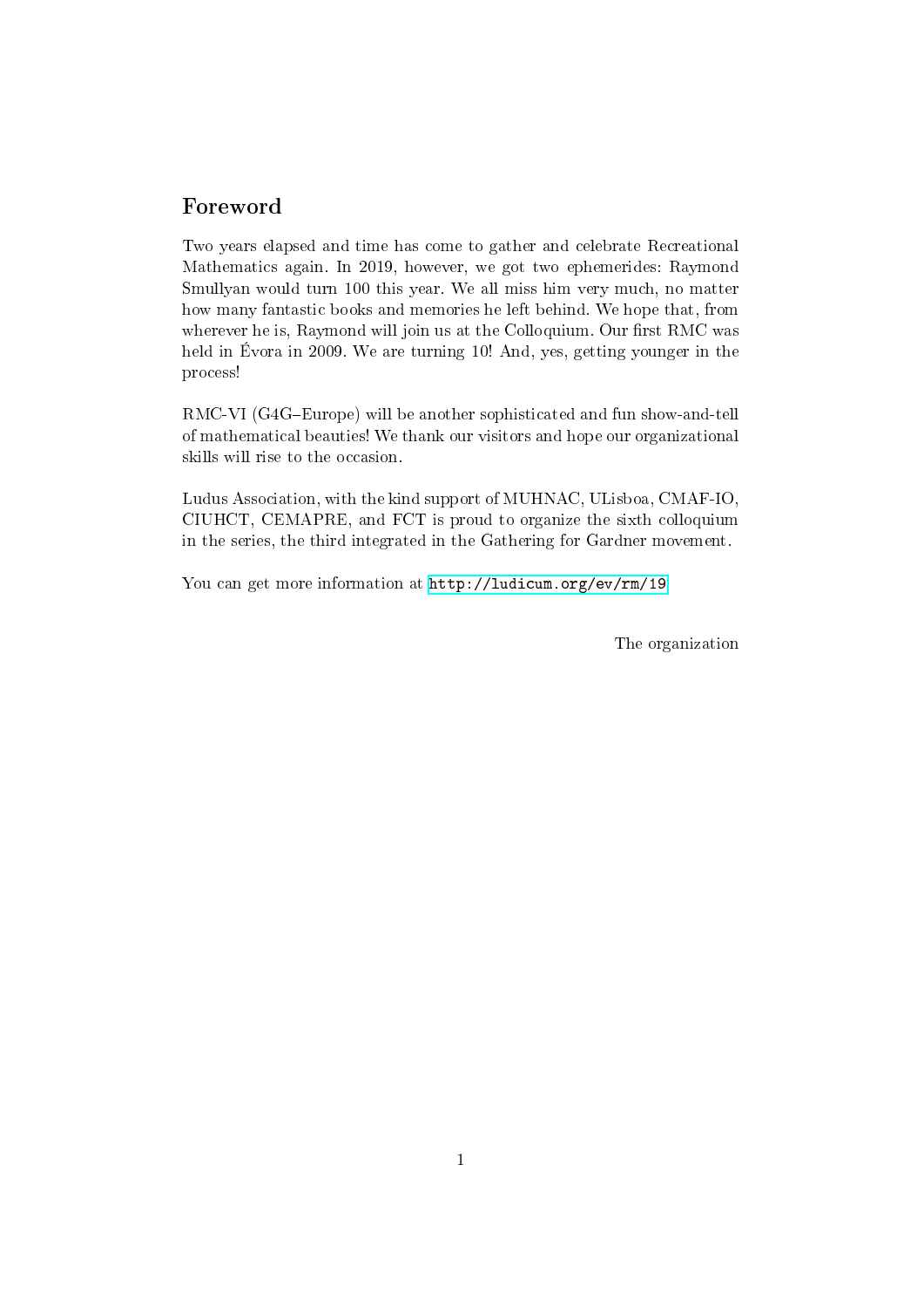## Foreword

Two years elapsed and time has come to gather and celebrate Recreational Mathematics again. In 2019, however, we got two ephemerides: Raymond Smullyan would turn 100 this year. We all miss him very much, no matter how many fantastic books and memories he left behind. We hope that, from wherever he is, Raymond will join us at the Colloquium. Our first RMC was held in Évora in 2009. We are turning 10! And, yes, getting younger in the process!

RMC-VI (G4G–Europe) will be another sophisticated and fun show-and-tell of mathematical beauties! We thank our visitors and hope our organizational skills will rise to the occasion.

Ludus Association, with the kind support of MUHNAC, ULisboa, CMAF-IO, CIUHCT, CEMAPRE, and FCT is proud to organize the sixth colloquium in the series, the third integrated in the Gathering for Gardner movement.

You can get more information at http://ludicum.org/ev/rm/19

The organization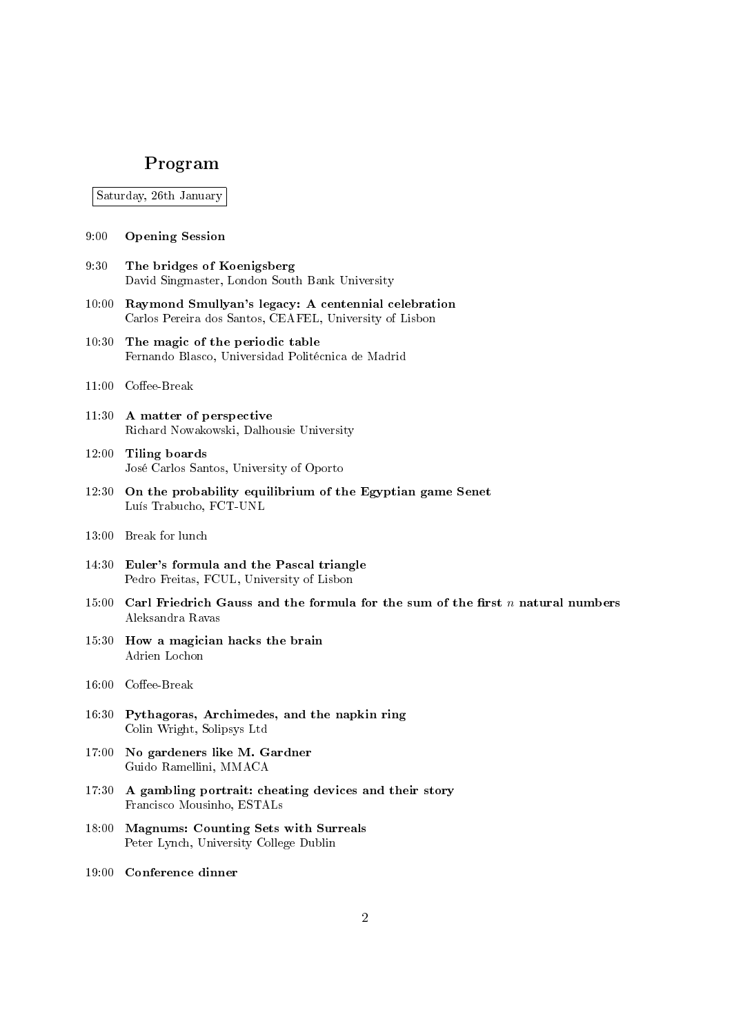## Program

Saturday, 26th January

9:00 **Opening Session**

9:30 **The bridges of Koenigsberg**
David Singmaster, London South Bank University

10:00 **Raymond Smullyan's legacy: A centennial celebration**
Carlos Pereira dos Santos, CEAFEL, University of Lisbon

10:30 **The magic of the periodic table**
Fernando Blasco, Universidad Politécnica de Madrid

11:00 Coffee-Break

11:30 **A matter of perspective**
Richard Nowakowski, Dalhousie University

12:00 **Tiling boards**
José Carlos Santos, University of Oporto

12:30 **On the probability equilibrium of the Egyptian game Senet**
Luís Trabucho, FCT-UNL

13:00 Break for lunch

14:30 **Euler's formula and the Pascal triangle**
Pedro Freitas, FCUL, University of Lisbon

15:00 **Carl Friedrich Gauss and the formula for the sum of the first $n$ natural numbers**
Aleksandra Ravas

15:30 **How a magician hacks the brain**
Adrien Lochon

16:00 Coffee-Break

16:30 **Pythagoras, Archimedes, and the napkin ring**
Colin Wright, Solipsys Ltd

17:00 **No gardeners like M. Gardner**
Guido Ramellini, MMACA

17:30 **A gambling portrait: cheating devices and their story**
Francisco Mousinho, ESTALs

18:00 **Magnums: Counting Sets with Surreals**
Peter Lynch, University College Dublin

19:00 **Conference dinner**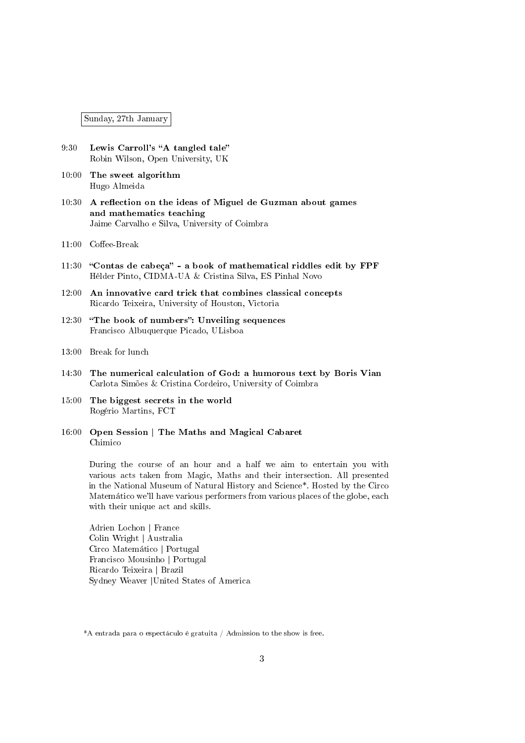Sunday, 27th January

9:30 **Lewis Carroll's "A tangled tale"**
Robin Wilson, Open University, UK

10:00 **The sweet algorithm**
Hugo Almeida

10:30 **A reflection on the ideas of Miguel de Guzman about games and mathematics teaching**
Jaime Carvalho e Silva, University of Coimbra

11:00 Coffee-Break

11:30 **"Contas de cabeça" - a book of mathematical riddles edit by FPF**
Hélder Pinto, CIDMA-UA & Cristina Silva, ES Pinhal Novo

12:00 **An innovative card trick that combines classical concepts**
Ricardo Teixeira, University of Houston, Victoria

12:30 **"The book of numbers": Unveiling sequences**
Francisco Albuquerque Picado, ULisboa

13:00 Break for lunch

14:30 **The numerical calculation of God: a humorous text by Boris Vian**
Carlota Simões & Cristina Cordeiro, University of Coimbra

15:00 **The biggest secrets in the world**
Rogério Martins, FCT

16:00 **Open Session | The Maths and Magical Cabaret**
Chimico

During the course of an hour and a half we aim to entertain you with various acts taken from Magic, Maths and their intersection. All presented in the National Museum of Natural History and Science*. Hosted by the Circo Matemático we'll have various performers from various places of the globe, each with their unique act and skills.

Adrien Lochon | France
Colin Wright | Australia
Circo Matemático | Portugal
Francisco Mousinho | Portugal
Ricardo Teixeira | Brazil
Sydney Weaver |United States of America

*A entrada para o espectáculo é gratuita / Admission to the show is free.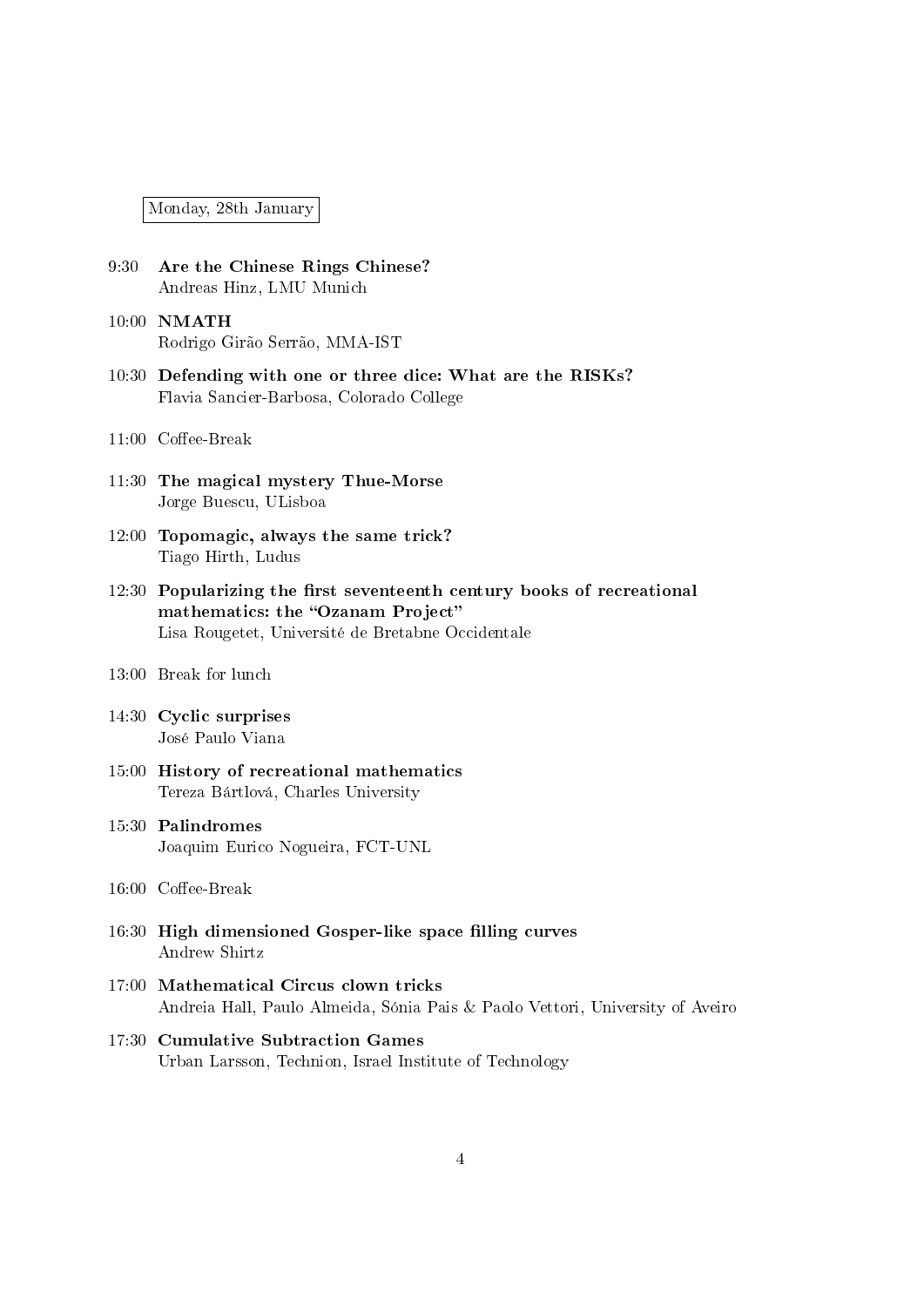Monday, 28th January

9:30 **Are the Chinese Rings Chinese?**
Andreas Hinz, LMU Munich

10:00 **NMATH**
Rodrigo Girão Serrão, MMA-IST

10:30 **Defending with one or three dice: What are the RISKs?**
Flavia Sancier-Barbosa, Colorado College

11:00 Coffee-Break

11:30 **The magical mystery Thue-Morse**
Jorge Buescu, ULisboa

12:00 **Topomagic, always the same trick?**
Tiago Hirth, Ludus

12:30 **Popularizing the first seventeenth century books of recreational mathematics: the "Ozanam Project"**
Lisa Rougetet, Université de Bretabne Occidentale

13:00 Break for lunch

14:30 **Cyclic surprises**
José Paulo Viana

15:00 **History of recreational mathematics**
Tereza Bártlová, Charles University

15:30 **Palindromes**
Joaquim Eurico Nogueira, FCT-UNL

16:00 Coffee-Break

16:30 **High dimensioned Gosper-like space filling curves**
Andrew Shirtz

17:00 **Mathematical Circus clown tricks**
Andreia Hall, Paulo Almeida, Sónia Pais & Paolo Vettori, University of Aveiro

17:30 **Cumulative Subtraction Games**
Urban Larsson, Technion, Israel Institute of Technology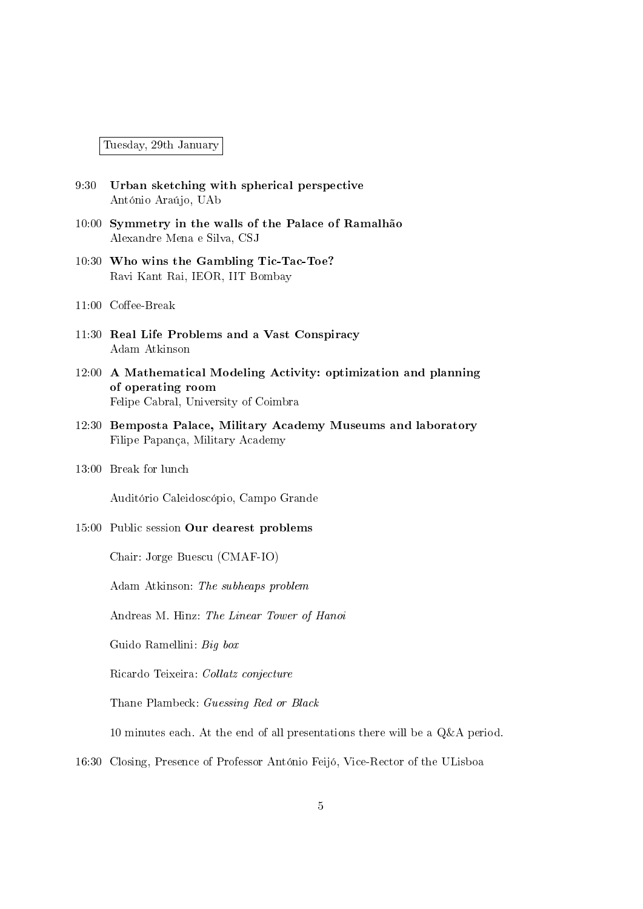Tuesday, 29th January

9:30 **Urban sketching with spherical perspective**
António Araújo, UAb

10:00 **Symmetry in the walls of the Palace of Ramalhão**
Alexandre Mena e Silva, CSJ

10:30 **Who wins the Gambling Tic-Tac-Toe?**
Ravi Kant Rai, IEOR, IIT Bombay

11:00 Coffee-Break

11:30 **Real Life Problems and a Vast Conspiracy**
Adam Atkinson

12:00 **A Mathematical Modeling Activity: optimization and planning of operating room**
Felipe Cabral, University of Coimbra

12:30 **Bemposta Palace, Military Academy Museums and laboratory**
Filipe Papança, Military Academy

13:00 Break for lunch

Auditório Caleidoscópio, Campo Grande

15:00 Public session **Our dearest problems**

Chair: Jorge Buescu (CMAF-IO)

Adam Atkinson: *The subheaps problem*

Andreas M. Hinz: *The Linear Tower of Hanoi*

Guido Ramellini: *Big box*

Ricardo Teixeira: *Collatz conjecture*

Thane Plambeck: *Guessing Red or Black*

10 minutes each. At the end of all presentations there will be a Q&A period.

16:30 Closing, Presence of Professor António Feijó, Vice-Rector of the ULisboa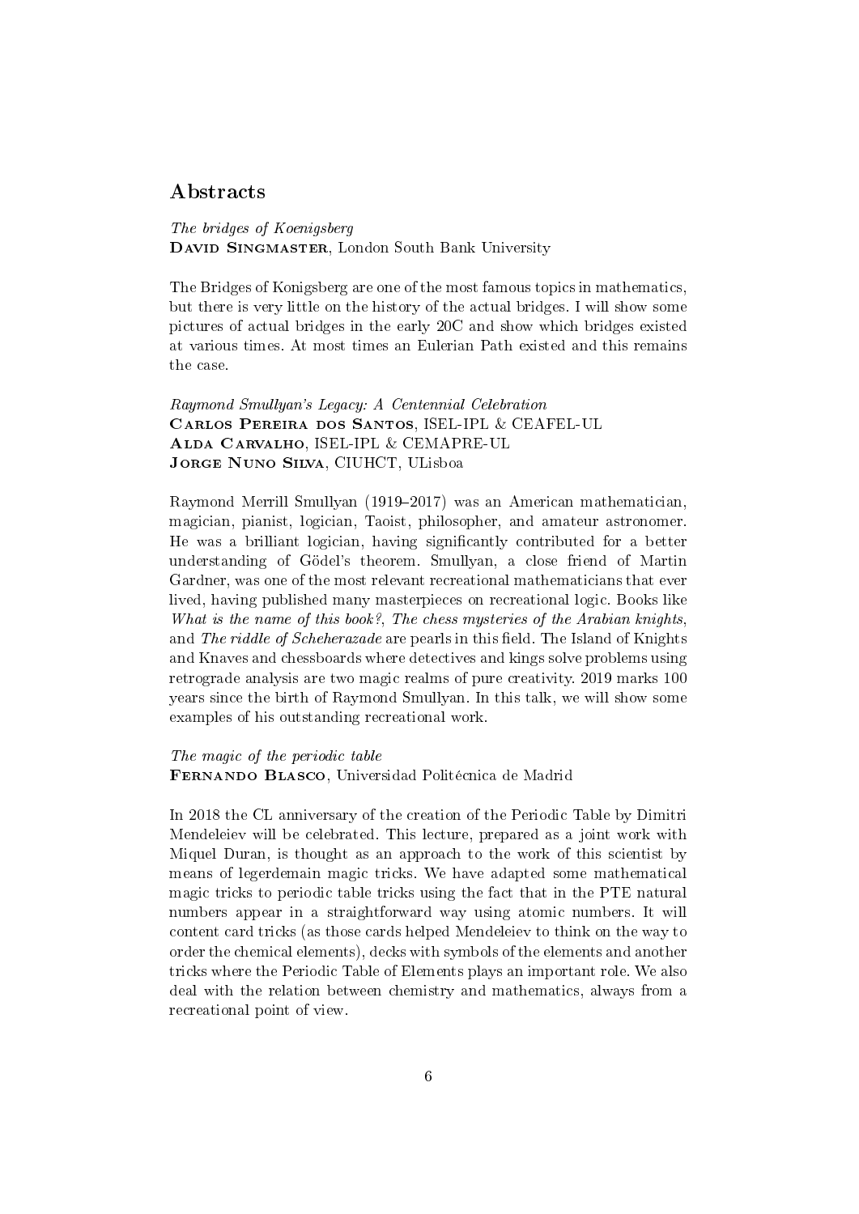## Abstracts

*The bridges of Koenigsberg*
**David Singmaster**, London South Bank University

The Bridges of Konigsberg are one of the most famous topics in mathematics, but there is very little on the history of the actual bridges. I will show some pictures of actual bridges in the early 20C and show which bridges existed at various times. At most times an Eulerian Path existed and this remains the case.

*Raymond Smullyan's Legacy: A Centennial Celebration*
**Carlos Pereira dos Santos**, ISEL-IPL & CEAFEL-UL
**Alda Carvalho**, ISEL-IPL & CEMAPRE-UL
**Jorge Nuno Silva**, CIUHCT, ULisboa

Raymond Merrill Smullyan (1919–2017) was an American mathematician, magician, pianist, logician, Taoist, philosopher, and amateur astronomer. He was a brilliant logician, having significantly contributed for a better understanding of Gödel's theorem. Smullyan, a close friend of Martin Gardner, was one of the most relevant recreational mathematicians that ever lived, having published many masterpieces on recreational logic. Books like *What is the name of this book?*, *The chess mysteries of the Arabian knights*, and *The riddle of Scheherazade* are pearls in this field. The Island of Knights and Knaves and chessboards where detectives and kings solve problems using retrograde analysis are two magic realms of pure creativity. 2019 marks 100 years since the birth of Raymond Smullyan. In this talk, we will show some examples of his outstanding recreational work.

*The magic of the periodic table*
**Fernando Blasco**, Universidad Politécnica de Madrid

In 2018 the CL anniversary of the creation of the Periodic Table by Dimitri Mendeleiev will be celebrated. This lecture, prepared as a joint work with Miquel Duran, is thought as an approach to the work of this scientist by means of legerdemain magic tricks. We have adapted some mathematical magic tricks to periodic table tricks using the fact that in the PTE natural numbers appear in a straightforward way using atomic numbers. It will content card tricks (as those cards helped Mendeleiev to think on the way to order the chemical elements), decks with symbols of the elements and another tricks where the Periodic Table of Elements plays an important role. We also deal with the relation between chemistry and mathematics, always from a recreational point of view.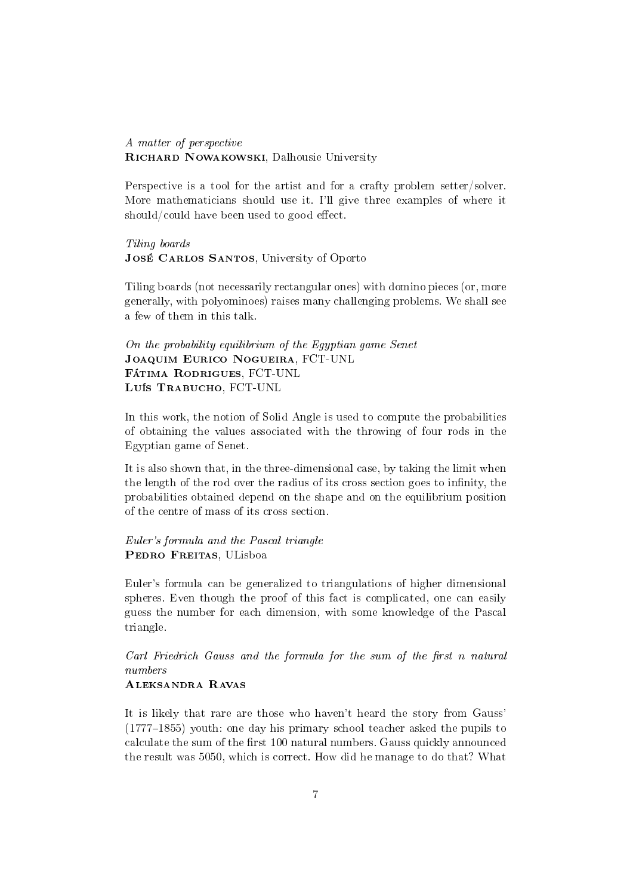*A matter of perspective*
**Richard Nowakowski**, Dalhousie University

Perspective is a tool for the artist and for a crafty problem setter/solver. More mathematicians should use it. I'll give three examples of where it should/could have been used to good effect.

*Tiling boards*
**José Carlos Santos**, University of Oporto

Tiling boards (not necessarily rectangular ones) with domino pieces (or, more generally, with polyominoes) raises many challenging problems. We shall see a few of them in this talk.

*On the probability equilibrium of the Egyptian game Senet*
**Joaquim Eurico Nogueira**, FCT-UNL
**Fátima Rodrigues**, FCT-UNL
**Luís Trabucho**, FCT-UNL

In this work, the notion of Solid Angle is used to compute the probabilities of obtaining the values associated with the throwing of four rods in the Egyptian game of Senet.

It is also shown that, in the three-dimensional case, by taking the limit when the length of the rod over the radius of its cross section goes to infinity, the probabilities obtained depend on the shape and on the equilibrium position of the centre of mass of its cross section.

*Euler's formula and the Pascal triangle*
**Pedro Freitas**, ULisboa

Euler's formula can be generalized to triangulations of higher dimensional spheres. Even though the proof of this fact is complicated, one can easily guess the number for each dimension, with some knowledge of the Pascal triangle.

*Carl Friedrich Gauss and the formula for the sum of the first $n$ natural numbers*
**Aleksandra Ravas**

It is likely that rare are those who haven't heard the story from Gauss' (1777–1855) youth: one day his primary school teacher asked the pupils to calculate the sum of the first 100 natural numbers. Gauss quickly announced the result was 5050, which is correct. How did he manage to do that? What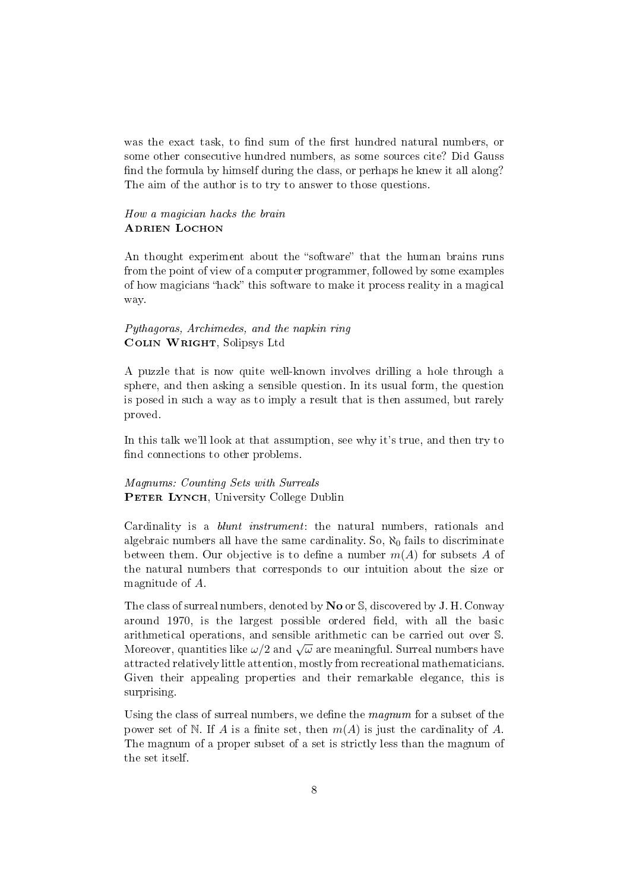was the exact task, to find sum of the first hundred natural numbers, or some other consecutive hundred numbers, as some sources cite? Did Gauss find the formula by himself during the class, or perhaps he knew it all along? The aim of the author is to try to answer to those questions.

*How a magician hacks the brain*
**Adrien Lochon**

An thought experiment about the "software" that the human brains runs from the point of view of a computer programmer, followed by some examples of how magicians "hack" this software to make it process reality in a magical way.

*Pythagoras, Archimedes, and the napkin ring*
**Colin Wright**, Solipsys Ltd

A puzzle that is now quite well-known involves drilling a hole through a sphere, and then asking a sensible question. In its usual form, the question is posed in such a way as to imply a result that is then assumed, but rarely proved.

In this talk we'll look at that assumption, see why it's true, and then try to find connections to other problems.

*Magnums: Counting Sets with Surreals*
**Peter Lynch**, University College Dublin

Cardinality is a *blunt instrument*: the natural numbers, rationals and algebraic numbers all have the same cardinality. So, $\aleph_0$ fails to discriminate between them. Our objective is to define a number $m(A)$ for subsets $A$ of the natural numbers that corresponds to our intuition about the size or magnitude of $A$.

The class of surreal numbers, denoted by **No** or $\mathbb{S}$, discovered by J. H. Conway around 1970, is the largest possible ordered field, with all the basic arithmetical operations, and sensible arithmetic can be carried out over $\mathbb{S}$. Moreover, quantities like $\omega/2$ and $\sqrt{\omega}$ are meaningful. Surreal numbers have attracted relatively little attention, mostly from recreational mathematicians. Given their appealing properties and their remarkable elegance, this is surprising.

Using the class of surreal numbers, we define the *magnum* for a subset of the power set of $\mathbb{N}$. If $A$ is a finite set, then $m(A)$ is just the cardinality of $A$. The magnum of a proper subset of a set is strictly less than the magnum of the set itself.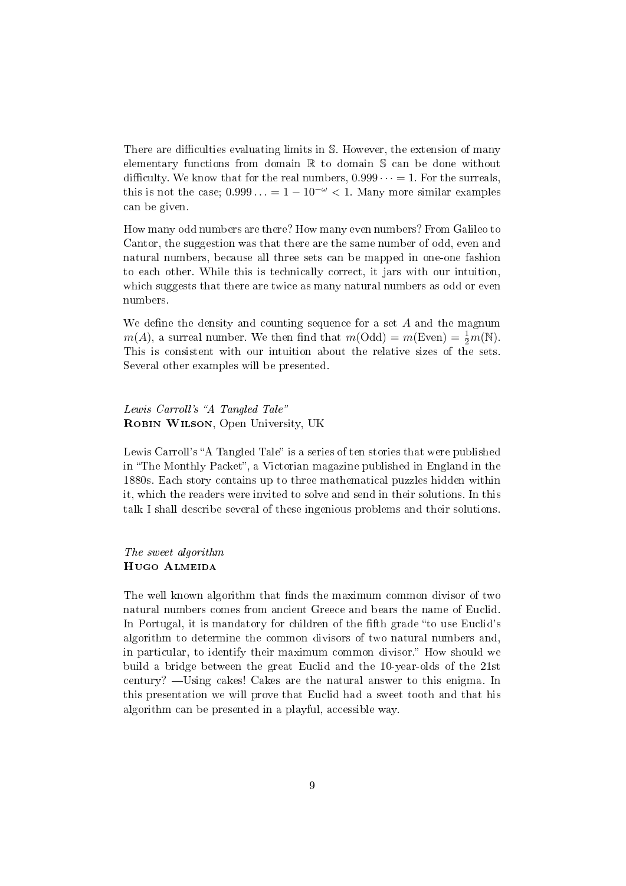There are difficulties evaluating limits in $\mathbb{S}$. However, the extension of many elementary functions from domain $\mathbb{R}$ to domain $\mathbb{S}$ can be done without difficulty. We know that for the real numbers, $0.999\cdots = 1$. For the surreals, this is not the case; $0.999\ldots = 1 - 10^{-\omega} < 1$. Many more similar examples can be given.

How many odd numbers are there? How many even numbers? From Galileo to Cantor, the suggestion was that there are the same number of odd, even and natural numbers, because all three sets can be mapped in one-one fashion to each other. While this is technically correct, it jars with our intuition, which suggests that there are twice as many natural numbers as odd or even numbers.

We define the density and counting sequence for a set $A$ and the magnum $m(A)$, a surreal number. We then find that $m(\text{Odd}) = m(\text{Even}) = \frac{1}{2}m(\mathbb{N})$. This is consistent with our intuition about the relative sizes of the sets. Several other examples will be presented.

*Lewis Carroll's "A Tangled Tale"*
**Robin Wilson**, Open University, UK

Lewis Carroll's "A Tangled Tale" is a series of ten stories that were published in "The Monthly Packet", a Victorian magazine published in England in the 1880s. Each story contains up to three mathematical puzzles hidden within it, which the readers were invited to solve and send in their solutions. In this talk I shall describe several of these ingenious problems and their solutions.

*The sweet algorithm*
**Hugo Almeida**

The well known algorithm that finds the maximum common divisor of two natural numbers comes from ancient Greece and bears the name of Euclid. In Portugal, it is mandatory for children of the fifth grade "to use Euclid's algorithm to determine the common divisors of two natural numbers and, in particular, to identify their maximum common divisor." How should we build a bridge between the great Euclid and the 10-year-olds of the 21st century? —Using cakes! Cakes are the natural answer to this enigma. In this presentation we will prove that Euclid had a sweet tooth and that his algorithm can be presented in a playful, accessible way.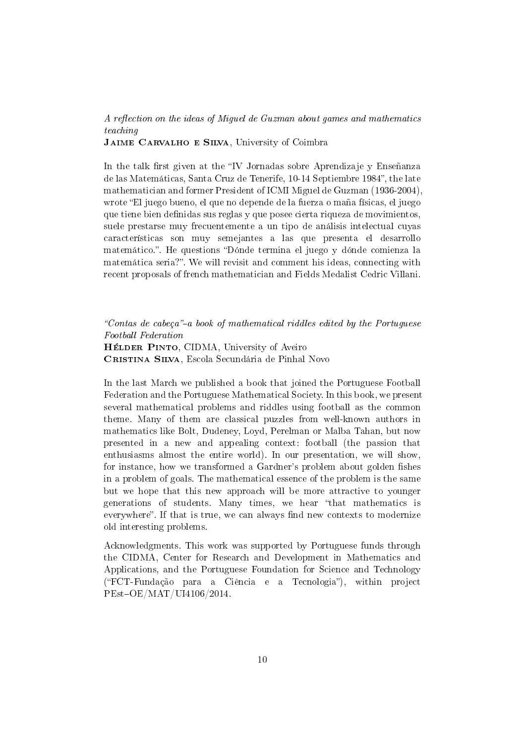*A reflection on the ideas of Miguel de Guzman about games and mathematics teaching*
**Jaime Carvalho e Silva**, University of Coimbra

In the talk first given at the "IV Jornadas sobre Aprendizaje y Enseñanza de las Matemáticas, Santa Cruz de Tenerife, 10-14 Septiembre 1984", the late mathematician and former President of ICMI Miguel de Guzman (1936-2004), wrote "El juego bueno, el que no depende de la fuerza o maña físicas, el juego que tiene bien definidas sus reglas y que posee cierta riqueza de movimientos, suele prestarse muy frecuentemente a un tipo de análisis intelectual cuyas características son muy semejantes a las que presenta el desarrollo matemático.". He questions "Dónde termina el juego y dónde comienza la matemática seria?". We will revisit and comment his ideas, connecting with recent proposals of french mathematician and Fields Medalist Cedric Villani.

*"Contas de cabeça"–a book of mathematical riddles edited by the Portuguese Football Federation*
**Hélder Pinto**, CIDMA, University of Aveiro
**Cristina Silva**, Escola Secundária de Pinhal Novo

In the last March we published a book that joined the Portuguese Football Federation and the Portuguese Mathematical Society. In this book, we present several mathematical problems and riddles using football as the common theme. Many of them are classical puzzles from well-known authors in mathematics like Bolt, Dudeney, Loyd, Perelman or Malba Tahan, but now presented in a new and appealing context: football (the passion that enthusiasms almost the entire world). In our presentation, we will show, for instance, how we transformed a Gardner's problem about golden fishes in a problem of goals. The mathematical essence of the problem is the same but we hope that this new approach will be more attractive to younger generations of students. Many times, we hear "that mathematics is everywhere". If that is true, we can always find new contexts to modernize old interesting problems.

Acknowledgments. This work was supported by Portuguese funds through the CIDMA, Center for Research and Development in Mathematics and Applications, and the Portuguese Foundation for Science and Technology ("FCT-Fundação para a Ciência e a Tecnologia"), within project PEst–OE/MAT/UI4106/2014.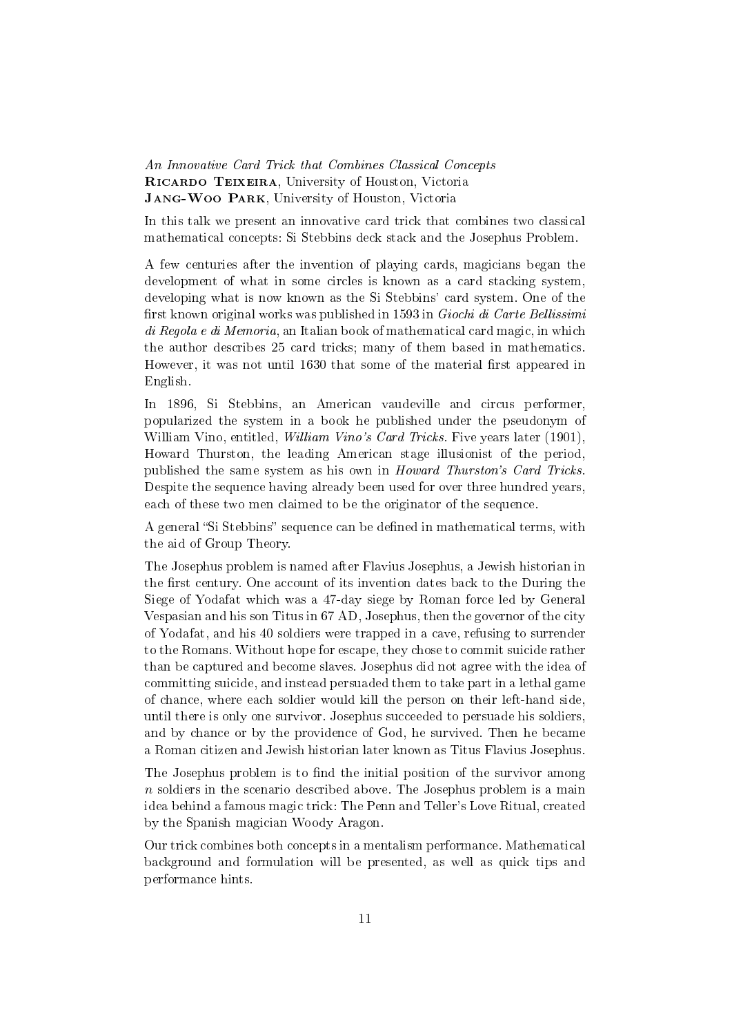*An Innovative Card Trick that Combines Classical Concepts*
**Ricardo Teixeira**, University of Houston, Victoria
**Jang-Woo Park**, University of Houston, Victoria

In this talk we present an innovative card trick that combines two classical mathematical concepts: Si Stebbins deck stack and the Josephus Problem.

A few centuries after the invention of playing cards, magicians began the development of what in some circles is known as a card stacking system, developing what is now known as the Si Stebbins' card system. One of the first known original works was published in 1593 in *Giochi di Carte Bellissimi di Regola e di Memoria*, an Italian book of mathematical card magic, in which the author describes 25 card tricks; many of them based in mathematics. However, it was not until 1630 that some of the material first appeared in English.

In 1896, Si Stebbins, an American vaudeville and circus performer, popularized the system in a book he published under the pseudonym of William Vino, entitled, *William Vino's Card Tricks*. Five years later (1901), Howard Thurston, the leading American stage illusionist of the period, published the same system as his own in *Howard Thurston's Card Tricks*. Despite the sequence having already been used for over three hundred years, each of these two men claimed to be the originator of the sequence.

A general "Si Stebbins" sequence can be defined in mathematical terms, with the aid of Group Theory.

The Josephus problem is named after Flavius Josephus, a Jewish historian in the first century. One account of its invention dates back to the During the Siege of Yodafat which was a 47-day siege by Roman force led by General Vespasian and his son Titus in 67 AD, Josephus, then the governor of the city of Yodafat, and his 40 soldiers were trapped in a cave, refusing to surrender to the Romans. Without hope for escape, they chose to commit suicide rather than be captured and become slaves. Josephus did not agree with the idea of committing suicide, and instead persuaded them to take part in a lethal game of chance, where each soldier would kill the person on their left-hand side, until there is only one survivor. Josephus succeeded to persuade his soldiers, and by chance or by the providence of God, he survived. Then he became a Roman citizen and Jewish historian later known as Titus Flavius Josephus.

The Josephus problem is to find the initial position of the survivor among $n$ soldiers in the scenario described above. The Josephus problem is a main idea behind a famous magic trick: The Penn and Teller's Love Ritual, created by the Spanish magician Woody Aragon.

Our trick combines both concepts in a mentalism performance. Mathematical background and formulation will be presented, as well as quick tips and performance hints.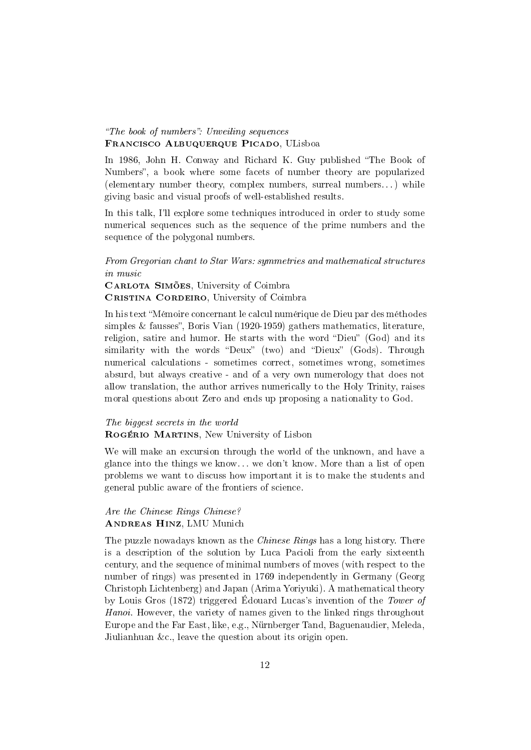*"The book of numbers": Unveiling sequences*
**Francisco Albuquerque Picado**, ULisboa

In 1986, John H. Conway and Richard K. Guy published "The Book of Numbers", a book where some facets of number theory are popularized (elementary number theory, complex numbers, surreal numbers...) while giving basic and visual proofs of well-established results.

In this talk, I'll explore some techniques introduced in order to study some numerical sequences such as the sequence of the prime numbers and the sequence of the polygonal numbers.

*From Gregorian chant to Star Wars: symmetries and mathematical structures in music*
**Carlota Simões**, University of Coimbra
**Cristina Cordeiro**, University of Coimbra

In his text "Mémoire concernant le calcul numérique de Dieu par des méthodes simples & fausses", Boris Vian (1920-1959) gathers mathematics, literature, religion, satire and humor. He starts with the word "Dieu" (God) and its similarity with the words "Deux" (two) and "Dieux" (Gods). Through numerical calculations - sometimes correct, sometimes wrong, sometimes absurd, but always creative - and of a very own numerology that does not allow translation, the author arrives numerically to the Holy Trinity, raises moral questions about Zero and ends up proposing a nationality to God.

*The biggest secrets in the world*
**Rogério Martins**, New University of Lisbon

We will make an excursion through the world of the unknown, and have a glance into the things we know... we don't know. More than a list of open problems we want to discuss how important it is to make the students and general public aware of the frontiers of science.

*Are the Chinese Rings Chinese?*
**Andreas Hinz**, LMU Munich

The puzzle nowadays known as the *Chinese Rings* has a long history. There is a description of the solution by Luca Pacioli from the early sixteenth century, and the sequence of minimal numbers of moves (with respect to the number of rings) was presented in 1769 independently in Germany (Georg Christoph Lichtenberg) and Japan (Arima Yoriyuki). A mathematical theory by Louis Gros (1872) triggered Édouard Lucas's invention of the *Tower of Hanoi*. However, the variety of names given to the linked rings throughout Europe and the Far East, like, e.g., Nürnberger Tand, Baguenaudier, Meleda, Jiulianhuan &c., leave the question about its origin open.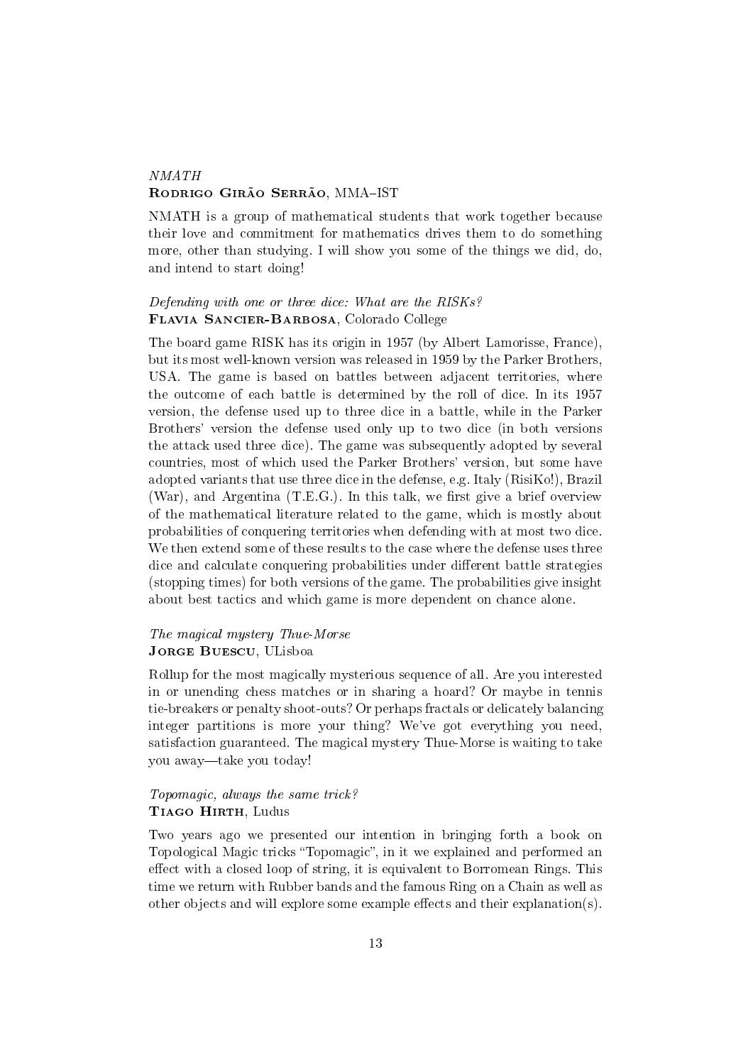*NMATH*
**Rodrigo Girão Serrão**, MMA–IST

NMATH is a group of mathematical students that work together because their love and commitment for mathematics drives them to do something more, other than studying. I will show you some of the things we did, do, and intend to start doing!

*Defending with one or three dice: What are the RISKs?*
**Flavia Sancier-Barbosa**, Colorado College

The board game RISK has its origin in 1957 (by Albert Lamorisse, France), but its most well-known version was released in 1959 by the Parker Brothers, USA. The game is based on battles between adjacent territories, where the outcome of each battle is determined by the roll of dice. In its 1957 version, the defense used up to three dice in a battle, while in the Parker Brothers' version the defense used only up to two dice (in both versions the attack used three dice). The game was subsequently adopted by several countries, most of which used the Parker Brothers' version, but some have adopted variants that use three dice in the defense, e.g. Italy (RisiKo!), Brazil (War), and Argentina (T.E.G.). In this talk, we first give a brief overview of the mathematical literature related to the game, which is mostly about probabilities of conquering territories when defending with at most two dice. We then extend some of these results to the case where the defense uses three dice and calculate conquering probabilities under different battle strategies (stopping times) for both versions of the game. The probabilities give insight about best tactics and which game is more dependent on chance alone.

*The magical mystery Thue-Morse*
**Jorge Buescu**, ULisboa

Rollup for the most magically mysterious sequence of all. Are you interested in or unending chess matches or in sharing a hoard? Or maybe in tennis tie-breakers or penalty shoot-outs? Or perhaps fractals or delicately balancing integer partitions is more your thing? We've got everything you need, satisfaction guaranteed. The magical mystery Thue-Morse is waiting to take you away—take you today!

*Topomagic, always the same trick?*
**Tiago Hirth**, Ludus

Two years ago we presented our intention in bringing forth a book on Topological Magic tricks "Topomagic", in it we explained and performed an effect with a closed loop of string, it is equivalent to Borromean Rings. This time we return with Rubber bands and the famous Ring on a Chain as well as other objects and will explore some example effects and their explanation(s).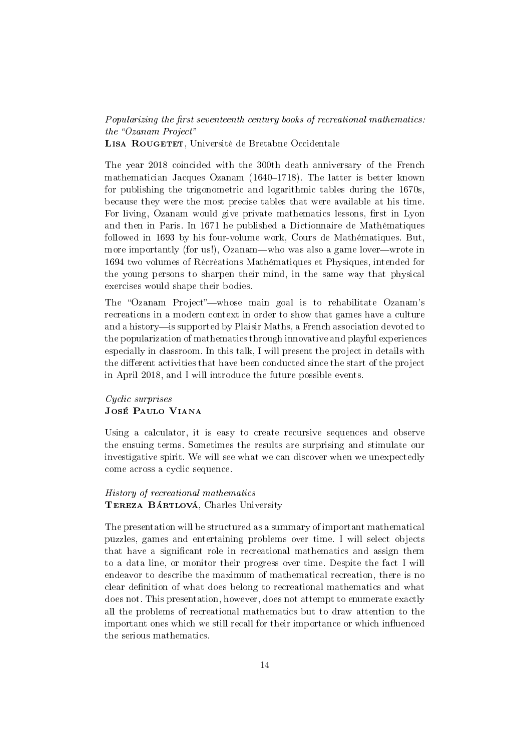*Popularizing the first seventeenth century books of recreational mathematics: the "Ozanam Project"*
**Lisa Rougetet**, Université de Bretabne Occidentale

The year 2018 coincided with the 300th death anniversary of the French mathematician Jacques Ozanam (1640–1718). The latter is better known for publishing the trigonometric and logarithmic tables during the 1670s, because they were the most precise tables that were available at his time. For living, Ozanam would give private mathematics lessons, first in Lyon and then in Paris. In 1671 he published a Dictionnaire de Mathématiques followed in 1693 by his four-volume work, Cours de Mathématiques. But, more importantly (for us!), Ozanam—who was also a game lover—wrote in 1694 two volumes of Récréations Mathématiques et Physiques, intended for the young persons to sharpen their mind, in the same way that physical exercises would shape their bodies.

The "Ozanam Project"—whose main goal is to rehabilitate Ozanam's recreations in a modern context in order to show that games have a culture and a history—is supported by Plaisir Maths, a French association devoted to the popularization of mathematics through innovative and playful experiences especially in classroom. In this talk, I will present the project in details with the different activities that have been conducted since the start of the project in April 2018, and I will introduce the future possible events.

*Cyclic surprises*
**José Paulo Viana**

Using a calculator, it is easy to create recursive sequences and observe the ensuing terms. Sometimes the results are surprising and stimulate our investigative spirit. We will see what we can discover when we unexpectedly come across a cyclic sequence.

*History of recreational mathematics*
**Tereza Bártlová**, Charles University

The presentation will be structured as a summary of important mathematical puzzles, games and entertaining problems over time. I will select objects that have a significant role in recreational mathematics and assign them to a data line, or monitor their progress over time. Despite the fact I will endeavor to describe the maximum of mathematical recreation, there is no clear definition of what does belong to recreational mathematics and what does not. This presentation, however, does not attempt to enumerate exactly all the problems of recreational mathematics but to draw attention to the important ones which we still recall for their importance or which influenced the serious mathematics.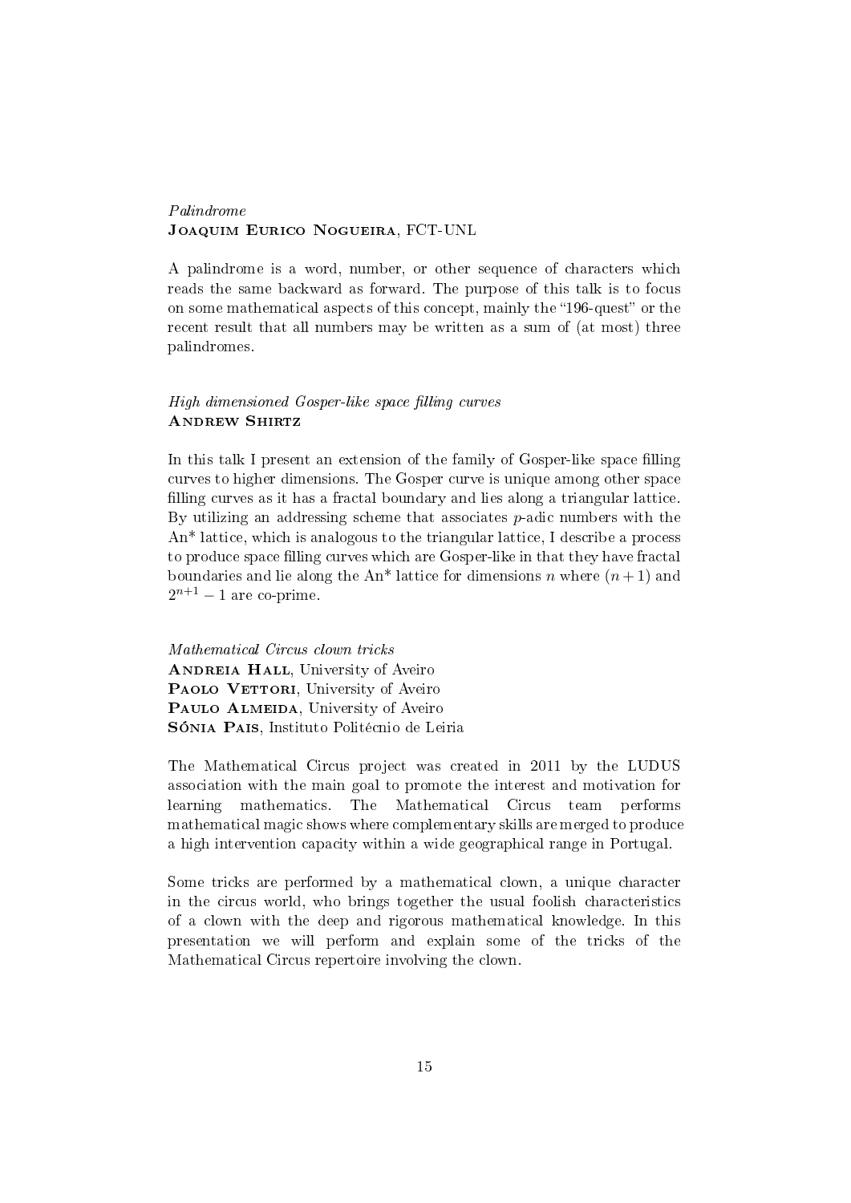*Palindrome*
**Joaquim Eurico Nogueira**, FCT-UNL

A palindrome is a word, number, or other sequence of characters which reads the same backward as forward. The purpose of this talk is to focus on some mathematical aspects of this concept, mainly the "196-quest" or the recent result that all numbers may be written as a sum of (at most) three palindromes.

*High dimensioned Gosper-like space filling curves*
**Andrew Shirtz**

In this talk I present an extension of the family of Gosper-like space filling curves to higher dimensions. The Gosper curve is unique among other space filling curves as it has a fractal boundary and lies along a triangular lattice. By utilizing an addressing scheme that associates $p$-adic numbers with the An* lattice, which is analogous to the triangular lattice, I describe a process to produce space filling curves which are Gosper-like in that they have fractal boundaries and lie along the An* lattice for dimensions $n$ where $(n+1)$ and $2^{n+1} - 1$ are co-prime.

*Mathematical Circus clown tricks*
**Andreia Hall**, University of Aveiro
**Paolo Vettori**, University of Aveiro
**Paulo Almeida**, University of Aveiro
**Sónia Pais**, Instituto Politécnio de Leiria

The Mathematical Circus project was created in 2011 by the LUDUS association with the main goal to promote the interest and motivation for learning mathematics. The Mathematical Circus team performs mathematical magic shows where complementary skills are merged to produce a high intervention capacity within a wide geographical range in Portugal.

Some tricks are performed by a mathematical clown, a unique character in the circus world, who brings together the usual foolish characteristics of a clown with the deep and rigorous mathematical knowledge. In this presentation we will perform and explain some of the tricks of the Mathematical Circus repertoire involving the clown.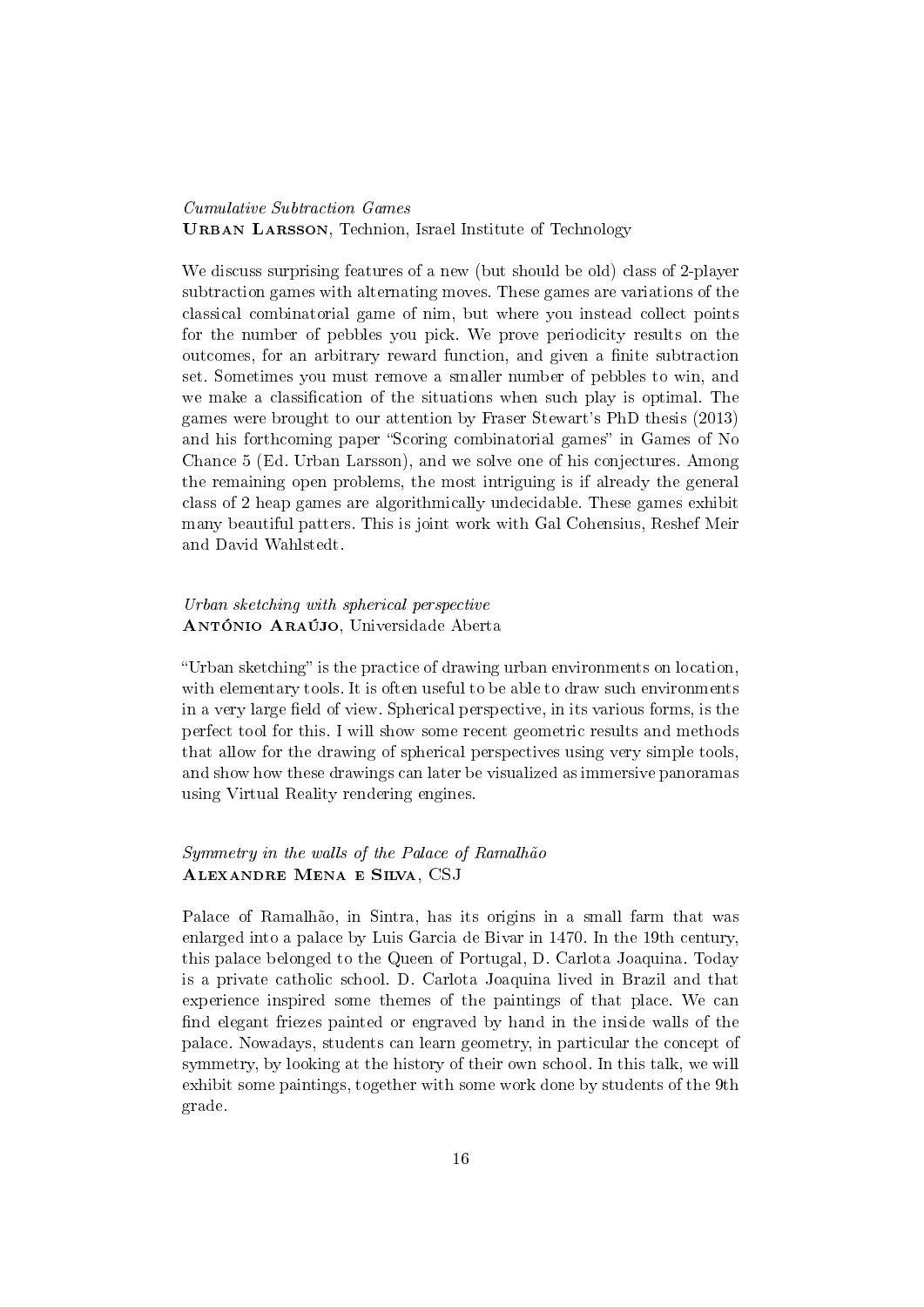*Cumulative Subtraction Games*
**Urban Larsson**, Technion, Israel Institute of Technology

We discuss surprising features of a new (but should be old) class of 2-player subtraction games with alternating moves. These games are variations of the classical combinatorial game of nim, but where you instead collect points for the number of pebbles you pick. We prove periodicity results on the outcomes, for an arbitrary reward function, and given a finite subtraction set. Sometimes you must remove a smaller number of pebbles to win, and we make a classification of the situations when such play is optimal. The games were brought to our attention by Fraser Stewart's PhD thesis (2013) and his forthcoming paper "Scoring combinatorial games" in Games of No Chance 5 (Ed. Urban Larsson), and we solve one of his conjectures. Among the remaining open problems, the most intriguing is if already the general class of 2 heap games are algorithmically undecidable. These games exhibit many beautiful patters. This is joint work with Gal Cohensius, Reshef Meir and David Wahlstedt.

*Urban sketching with spherical perspective*
**António Araújo**, Universidade Aberta

"Urban sketching" is the practice of drawing urban environments on location, with elementary tools. It is often useful to be able to draw such environments in a very large field of view. Spherical perspective, in its various forms, is the perfect tool for this. I will show some recent geometric results and methods that allow for the drawing of spherical perspectives using very simple tools, and show how these drawings can later be visualized as immersive panoramas using Virtual Reality rendering engines.

*Symmetry in the walls of the Palace of Ramalhão*
**Alexandre Mena e Silva**, CSJ

Palace of Ramalhão, in Sintra, has its origins in a small farm that was enlarged into a palace by Luis Garcia de Bivar in 1470. In the 19th century, this palace belonged to the Queen of Portugal, D. Carlota Joaquina. Today is a private catholic school. D. Carlota Joaquina lived in Brazil and that experience inspired some themes of the paintings of that place. We can find elegant friezes painted or engraved by hand in the inside walls of the palace. Nowadays, students can learn geometry, in particular the concept of symmetry, by looking at the history of their own school. In this talk, we will exhibit some paintings, together with some work done by students of the 9th grade.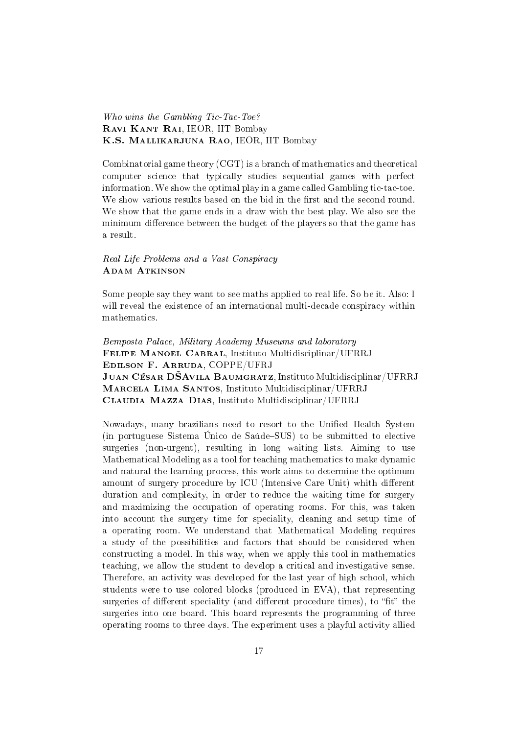*Who wins the Gambling Tic-Tac-Toe?*
**Ravi Kant Rai**, IEOR, IIT Bombay
**K.S. Mallikarjuna Rao**, IEOR, IIT Bombay

Combinatorial game theory (CGT) is a branch of mathematics and theoretical computer science that typically studies sequential games with perfect information. We show the optimal play in a game called Gambling tic-tac-toe. We show various results based on the bid in the first and the second round. We show that the game ends in a draw with the best play. We also see the minimum difference between the budget of the players so that the game has a result.

*Real Life Problems and a Vast Conspiracy*
**Adam Atkinson**

Some people say they want to see maths applied to real life. So be it. Also: I will reveal the existence of an international multi-decade conspiracy within mathematics.

*Bemposta Palace, Military Academy Museums and laboratory*
**Felipe Manoel Cabral**, Instituto Multidisciplinar/UFRRJ
**Edilson F. Arruda**, COPPE/UFRJ
**Juan César DŠAvila Baumgratz**, Instituto Multidisciplinar/UFRRJ
**Marcela Lima Santos**, Instituto Multidisciplinar/UFRRJ
**Claudia Mazza Dias**, Instituto Multidisciplinar/UFRRJ

Nowadays, many brazilians need to resort to the Unified Health System (in portuguese Sistema Único de Saúde–SUS) to be submitted to elective surgeries (non-urgent), resulting in long waiting lists. Aiming to use Mathematical Modeling as a tool for teaching mathematics to make dynamic and natural the learning process, this work aims to determine the optimum amount of surgery procedure by ICU (Intensive Care Unit) whith different duration and complexity, in order to reduce the waiting time for surgery and maximizing the occupation of operating rooms. For this, was taken into account the surgery time for speciality, cleaning and setup time of a operating room. We understand that Mathematical Modeling requires a study of the possibilities and factors that should be considered when constructing a model. In this way, when we apply this tool in mathematics teaching, we allow the student to develop a critical and investigative sense. Therefore, an activity was developed for the last year of high school, which students were to use colored blocks (produced in EVA), that representing surgeries of different speciality (and different procedure times), to "fit" the surgeries into one board. This board represents the programming of three operating rooms to three days. The experiment uses a playful activity allied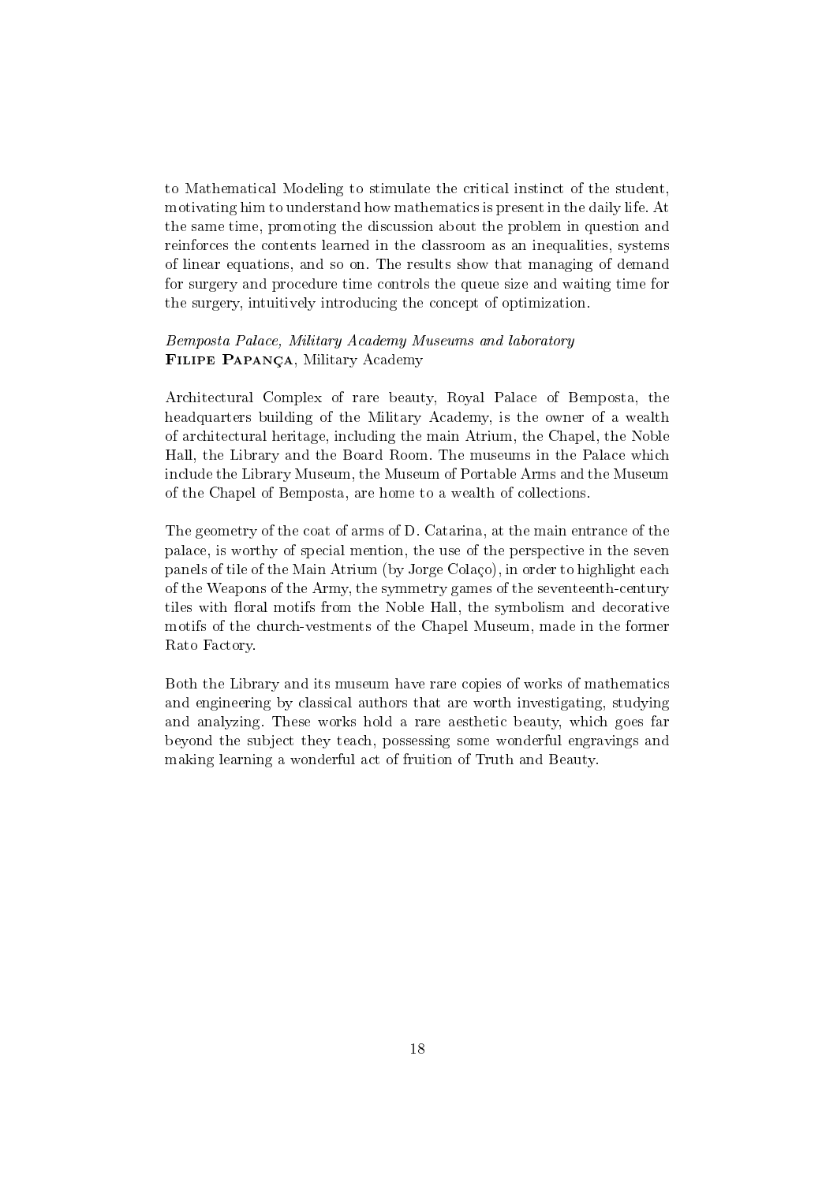to Mathematical Modeling to stimulate the critical instinct of the student, motivating him to understand how mathematics is present in the daily life. At the same time, promoting the discussion about the problem in question and reinforces the contents learned in the classroom as an inequalities, systems of linear equations, and so on. The results show that managing of demand for surgery and procedure time controls the queue size and waiting time for the surgery, intuitively introducing the concept of optimization.

*Bemposta Palace, Military Academy Museums and laboratory*
**Filipe Papança**, Military Academy

Architectural Complex of rare beauty, Royal Palace of Bemposta, the headquarters building of the Military Academy, is the owner of a wealth of architectural heritage, including the main Atrium, the Chapel, the Noble Hall, the Library and the Board Room. The museums in the Palace which include the Library Museum, the Museum of Portable Arms and the Museum of the Chapel of Bemposta, are home to a wealth of collections.

The geometry of the coat of arms of D. Catarina, at the main entrance of the palace, is worthy of special mention, the use of the perspective in the seven panels of tile of the Main Atrium (by Jorge Colaço), in order to highlight each of the Weapons of the Army, the symmetry games of the seventeenth-century tiles with floral motifs from the Noble Hall, the symbolism and decorative motifs of the church-vestments of the Chapel Museum, made in the former Rato Factory.

Both the Library and its museum have rare copies of works of mathematics and engineering by classical authors that are worth investigating, studying and analyzing. These works hold a rare aesthetic beauty, which goes far beyond the subject they teach, possessing some wonderful engravings and making learning a wonderful act of fruition of Truth and Beauty.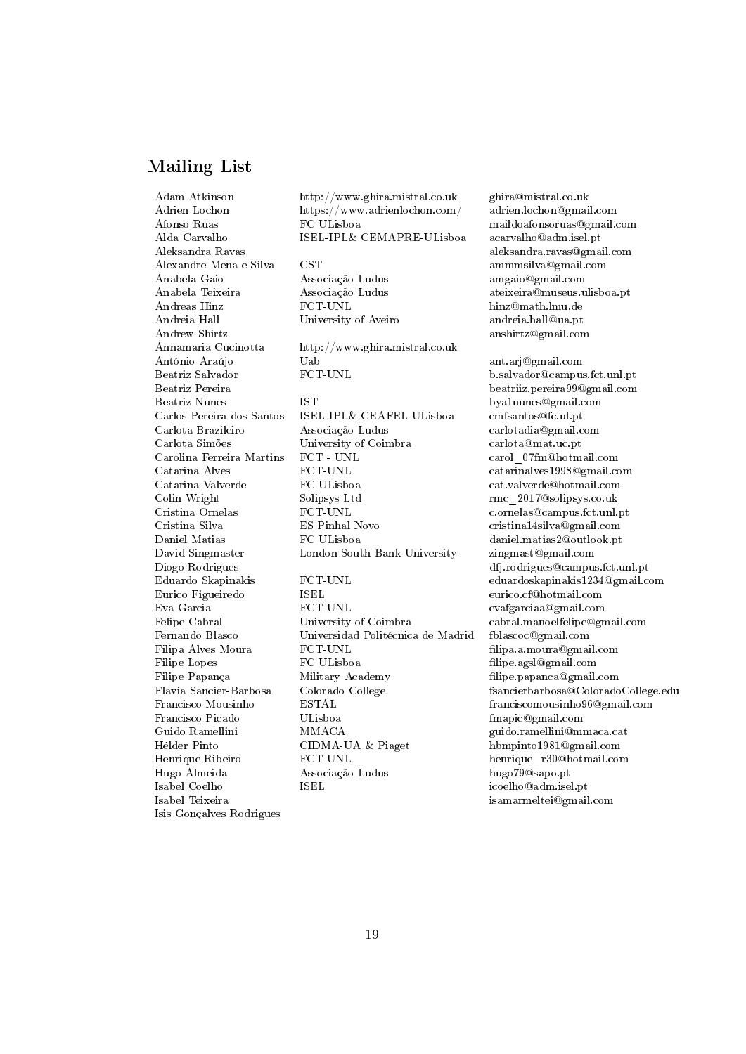## Mailing List

| | | |
|---|---|---|
| Adam Atkinson | http://www.ghira.mistral.co.uk | ghira@mistral.co.uk |
| Adrien Lochon | https://www.adrienlochon.com/ | adrien.lochon@gmail.com |
| Afonso Ruas | FC ULisboa | maildoafonsoruas@gmail.com |
| Alda Carvalho | ISEL-IPL& CEMAPRE-ULisboa | acarvalho@adm.isel.pt |
| Aleksandra Ravas | | aleksandra.ravas@gmail.com |
| Alexandre Mena e Silva | CST | ammmsilva@gmail.com |
| Anabela Gaio | Associação Ludus | amgaio@gmail.com |
| Anabela Teixeira | Associação Ludus | ateixeira@museus.ulisboa.pt |
| Andreas Hinz | FCT-UNL | hinz@math.lmu.de |
| Andreia Hall | University of Aveiro | andreia.hall@ua.pt |
| Andrew Shirtz | | anshirtz@gmail.com |
| Annamaria Cucinotta | http://www.ghira.mistral.co.uk | |
| António Araújo | Uab | ant.arj@gmail.com |
| Beatriz Salvador | FCT-UNL | b.salvador@campus.fct.unl.pt |
| Beatriz Pereira | | beatriiz.pereira99@gmail.com |
| Beatriz Nunes | IST | bya1nunes@gmail.com |
| Carlos Pereira dos Santos | ISEL-IPL& CEAFEL-ULisboa | cmfsantos@fc.ul.pt |
| Carlota Brazileiro | Associação Ludus | carlotadia@gmail.com |
| Carlota Simões | University of Coimbra | carlota@mat.uc.pt |
| Carolina Ferreira Martins | FCT - UNL | carol_07fm@hotmail.com |
| Catarina Alves | FCT-UNL | catarinalves1998@gmail.com |
| Catarina Valverde | FC ULisboa | cat.valverde@hotmail.com |
| Colin Wright | Solipsys Ltd | rmc_2017@solipsys.co.uk |
| Cristina Ornelas | FCT-UNL | c.ornelas@campus.fct.unl.pt |
| Cristina Silva | ES Pinhal Novo | cristina14silva@gmail.com |
| Daniel Matias | FC ULisboa | daniel.matias2@outlook.pt |
| David Singmaster | London South Bank University | zingmast@gmail.com |
| Diogo Rodrigues | | dfj.rodrigues@campus.fct.unl.pt |
| Eduardo Skapinakis | FCT-UNL | eduardoskapinakis1234@gmail.com |
| Eurico Figueiredo | ISEL | eurico.cf@hotmail.com |
| Eva Garcia | FCT-UNL | evafgarciaa@gmail.com |
| Felipe Cabral | University of Coimbra | cabral.manoelfelipe@gmail.com |
| Fernando Blasco | Universidad Politécnica de Madrid | fblascoc@gmail.com |
| Filipa Alves Moura | FCT-UNL | filipa.a.moura@gmail.com |
| Filipe Lopes | FC ULisboa | filipe.agsl@gmail.com |
| Filipe Papança | Military Academy | filipe.papanca@gmail.com |
| Flavia Sancier-Barbosa | Colorado College | fsancierbarbosa@ColoradoCollege.edu |
| Francisco Mousinho | ESTAL | franciscomousinho96@gmail.com |
| Francisco Picado | ULisboa | fmapic@gmail.com |
| Guido Ramellini | MMACA | guido.ramellini@mmaca.cat |
| Hélder Pinto | CIDMA-UA & Piaget | hbmpinto1981@gmail.com |
| Henrique Ribeiro | FCT-UNL | henrique_r30@hotmail.com |
| Hugo Almeida | Associação Ludus | hugo79@sapo.pt |
| Isabel Coelho | ISEL | icoelho@adm.isel.pt |
| Isabel Teixeira | | isamarmeltei@gmail.com |
| Isis Gonçalves Rodrigues | | |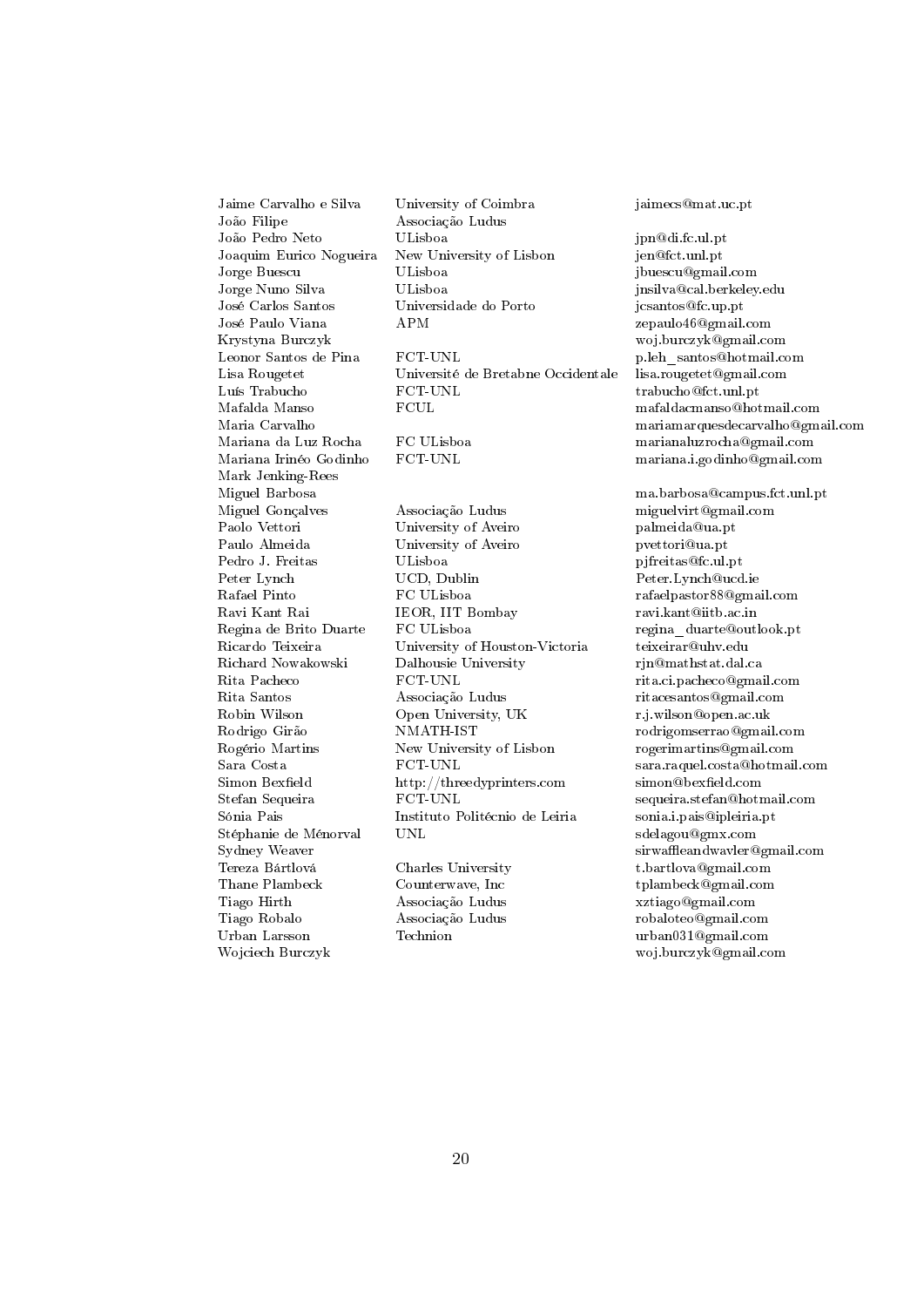| | | |
|---|---|---|
| Jaime Carvalho e Silva | University of Coimbra | jaimecs@mat.uc.pt |
| João Filipe | Associação Ludus | |
| João Pedro Neto | ULisboa | jpn@di.fc.ul.pt |
| Joaquim Eurico Nogueira | New University of Lisbon | jen@fct.unl.pt |
| Jorge Buescu | ULisboa | jbuescu@gmail.com |
| Jorge Nuno Silva | ULisboa | jnsilva@cal.berkeley.edu |
| José Carlos Santos | Universidade do Porto | jcsantos@fc.up.pt |
| José Paulo Viana | APM | zepaulo46@gmail.com |
| Krystyna Burczyk | | woj.burczyk@gmail.com |
| Leonor Santos de Pina | FCT-UNL | p.leh_santos@hotmail.com |
| Lisa Rougetet | Université de Bretabne Occidentale | lisa.rougetet@gmail.com |
| Luís Trabucho | FCT-UNL | trabucho@fct.unl.pt |
| Mafalda Manso | FCUL | mafaldacmanso@hotmail.com |
| Maria Carvalho | | mariamarquesdecarvalho@gmail.com |
| Mariana da Luz Rocha | FC ULisboa | marianaluzrocha@gmail.com |
| Mariana Irinéo Godinho | FCT-UNL | mariana.i.godinho@gmail.com |
| Mark Jenking-Rees | | |
| Miguel Barbosa | | ma.barbosa@campus.fct.unl.pt |
| Miguel Gonçalves | Associação Ludus | miguelvirt@gmail.com |
| Paolo Vettori | University of Aveiro | palmeida@ua.pt |
| Paulo Almeida | University of Aveiro | pvettori@ua.pt |
| Pedro J. Freitas | ULisboa | pjfreitas@fc.ul.pt |
| Peter Lynch | UCD, Dublin | Peter.Lynch@ucd.ie |
| Rafael Pinto | FC ULisboa | rafaelpastor88@gmail.com |
| Ravi Kant Rai | IEOR, IIT Bombay | ravi.kant@iitb.ac.in |
| Regina de Brito Duarte | FC ULisboa | regina_duarte@outlook.pt |
| Ricardo Teixeira | University of Houston-Victoria | teixeirar@uhv.edu |
| Richard Nowakowski | Dalhousie University | rjn@mathstat.dal.ca |
| Rita Pacheco | FCT-UNL | rita.ci.pacheco@gmail.com |
| Rita Santos | Associação Ludus | ritacesantos@gmail.com |
| Robin Wilson | Open University, UK | r.j.wilson@open.ac.uk |
| Rodrigo Girão | NMATH-IST | rodrigomserrao@gmail.com |
| Rogério Martins | New University of Lisbon | rogerimartins@gmail.com |
| Sara Costa | FCT-UNL | sara.raquel.costa@hotmail.com |
| Simon Bexfield | http://threedyprinters.com | simon@bexfield.com |
| Stefan Sequeira | FCT-UNL | sequeira.stefan@hotmail.com |
| Sónia Pais | Instituto Politécnio de Leiria | sonia.i.pais@ipleiria.pt |
| Stéphanie de Ménorval | UNL | sdelagou@gmx.com |
| Sydney Weaver | | sirwaffleandwavler@gmail.com |
| Tereza Bártlová | Charles University | t.bartlova@gmail.com |
| Thane Plambeck | Counterwave, Inc | tplambeck@gmail.com |
| Tiago Hirth | Associação Ludus | xztiago@gmail.com |
| Tiago Robalo | Associação Ludus | robaloteo@gmail.com |
| Urban Larsson | Technion | urban031@gmail.com |
| Wojciech Burczyk | | woj.burczyk@gmail.com |